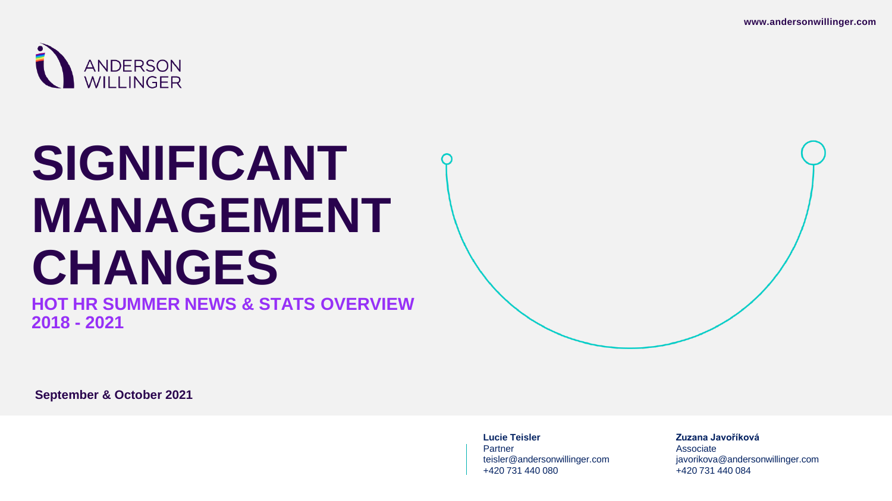www.andersonwillinger.com

ANDERSON WILLINGER

# SIGNIFICANT MANAGEMENT CHANGES

## HOT HR SUMMER NEWS & STATS OVERVIEW 2018 - 2021

**September & October 2021**

**Lucie Teisler**
Partner
teisler@andersonwillinger.com
+420 731 440 080

**Zuzana Javoříková**
Associate
javorikova@andersonwillinger.com
+420 731 440 084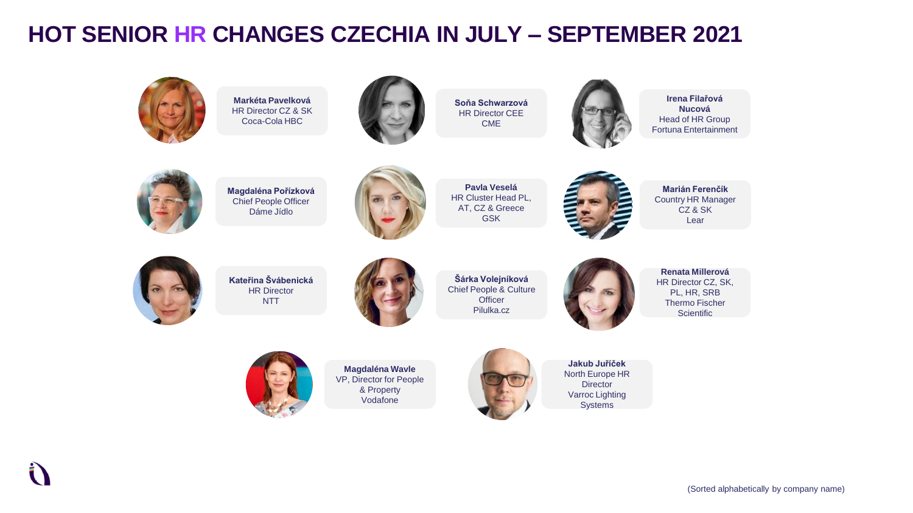# HOT SENIOR HR CHANGES CZECHIA IN JULY – SEPTEMBER 2021

**Markéta Pavelková**
HR Director CZ & SK
Coca-Cola HBC

**Soňa Schwarzová**
HR Director CEE
CME

**Irena Filařová Nucová**
Head of HR Group
Fortuna Entertainment

**Magdaléna Pořízková**
Chief People Officer
Dáme Jídlo

**Pavla Veselá**
HR Cluster Head PL, AT, CZ & Greece
GSK

**Marián Ferenčík**
Country HR Manager CZ & SK
Lear

**Kateřina Švábenická**
HR Director
NTT

**Šárka Volejníková**
Chief People & Culture Officer
Pilulka.cz

**Renata Millerová**
HR Director CZ, SK, PL, HR, SRB
Thermo Fischer Scientific

**Magdaléna Wavle**
VP, Director for People & Property
Vodafone

**Jakub Juříček**
North Europe HR Director
Varroc Lighting Systems

(Sorted alphabetically by company name)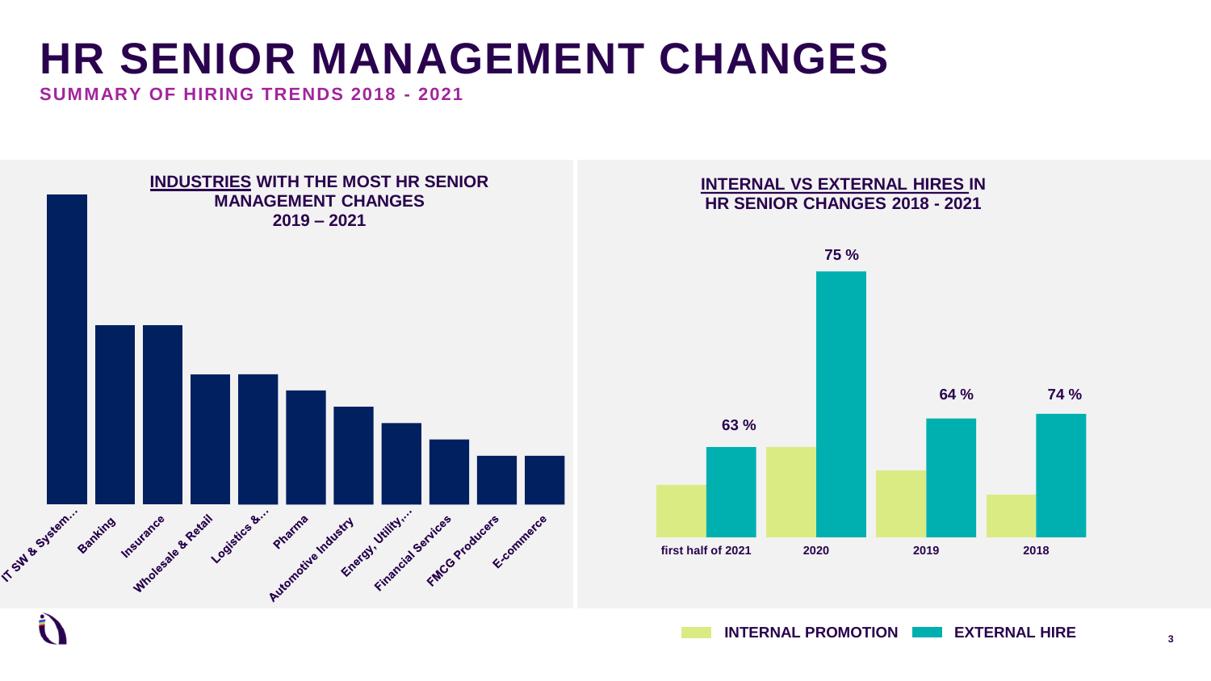# HR SENIOR MANAGEMENT CHANGES

**SUMMARY OF HIRING TRENDS 2018 - 2021**

## INDUSTRIES WITH THE MOST HR SENIOR MANAGEMENT CHANGES 2019 – 2021

- IT SW & System...
- Banking
- Insurance
- Wholesale & Retail
- Logistics &...
- Pharma
- Automotive Industry
- Energy, Utility,...
- Financial Services
- FMCG Producers
- E-commerce

## INTERNAL VS EXTERNAL HIRES IN HR SENIOR CHANGES 2018 - 2021

| | first half of 2021 | 2020 | 2019 | 2018 |
|---|---|---|---|---|
| EXTERNAL HIRE | 63 % | 75 % | 64 % | 74 % |

INTERNAL PROMOTION | EXTERNAL HIRE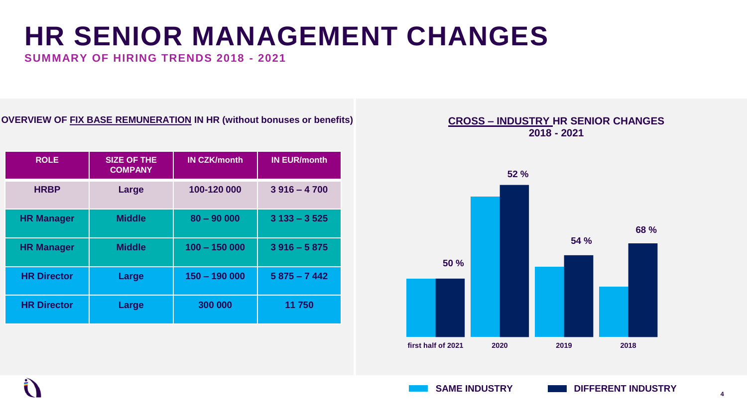# HR SENIOR MANAGEMENT CHANGES

## SUMMARY OF HIRING TRENDS 2018 - 2021

**OVERVIEW OF FIX BASE REMUNERATION IN HR (without bonuses or benefits)**

| ROLE | SIZE OF THE COMPANY | IN CZK/month | IN EUR/month |
|---|---|---|---|
| HRBP | Large | 100-120 000 | 3 916 – 4 700 |
| HR Manager | Middle | 80 – 90 000 | 3 133 – 3 525 |
| HR Manager | Middle | 100 – 150 000 | 3 916 – 5 875 |
| HR Director | Large | 150 – 190 000 | 5 875 – 7 442 |
| HR Director | Large | 300 000 | 11 750 |

**CROSS – INDUSTRY HR SENIOR CHANGES 2018 - 2021**

| Period | Different industry |
|---|---|
| first half of 2021 | 50 % |
| 2020 | 52 % |
| 2019 | 54 % |
| 2018 | 68 % |

SAME INDUSTRY | DIFFERENT INDUSTRY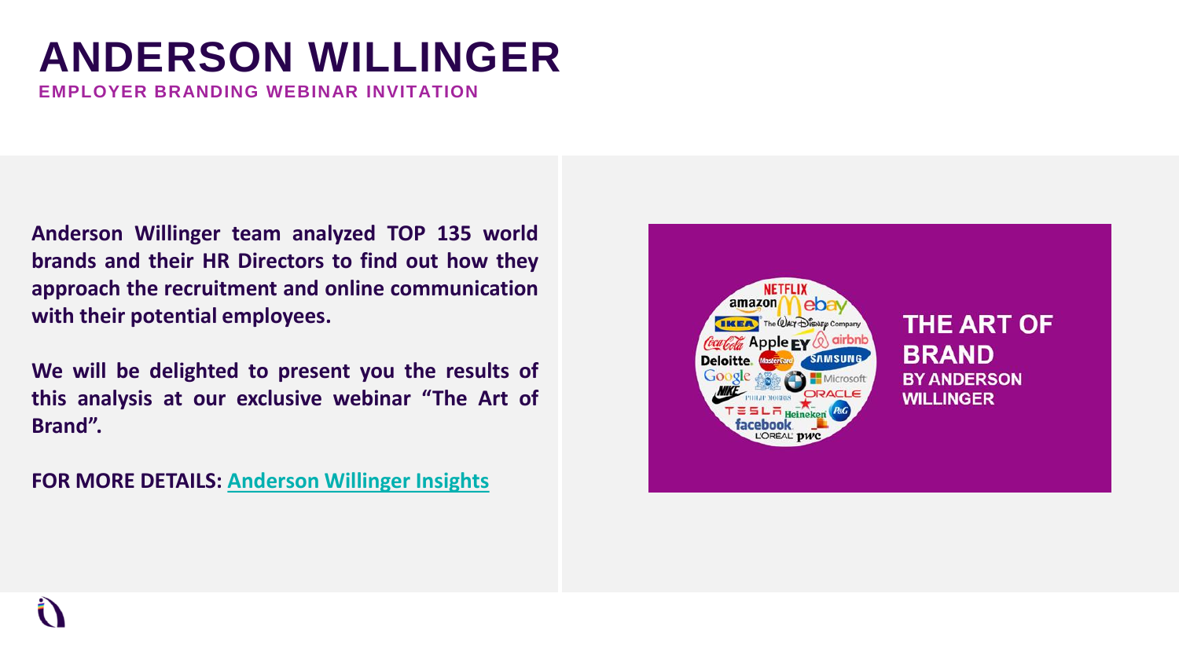# ANDERSON WILLINGER

## EMPLOYER BRANDING WEBINAR INVITATION

**Anderson Willinger team analyzed TOP 135 world brands and their HR Directors to find out how they approach the recruitment and online communication with their potential employees.**

**We will be delighted to present you the results of this analysis at our exclusive webinar "The Art of Brand".**

**FOR MORE DETAILS: Anderson Willinger Insights**

**THE ART OF BRAND**
**BY ANDERSON WILLINGER**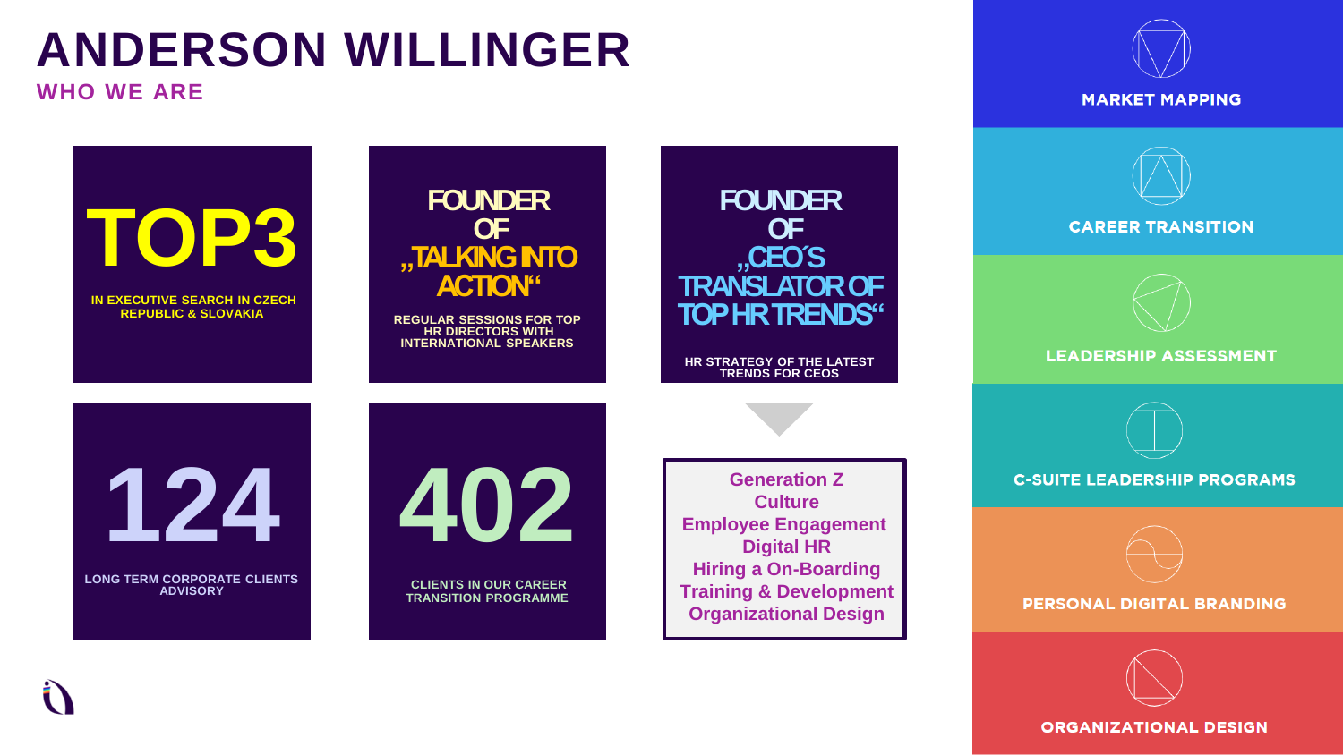# ANDERSON WILLINGER

## WHO WE ARE

**TOP3**

IN EXECUTIVE SEARCH IN CZECH REPUBLIC & SLOVAKIA

**FOUNDER OF „TALKING INTO ACTION“**

REGULAR SESSIONS FOR TOP HR DIRECTORS WITH INTERNATIONAL SPEAKERS

**FOUNDER OF „CEO´S TRANSLATOR OF TOP HR TRENDS“**

HR STRATEGY OF THE LATEST TRENDS FOR CEOS

**124**

LONG TERM CORPORATE CLIENTS ADVISORY

**402**

CLIENTS IN OUR CAREER TRANSITION PROGRAMME

- Generation Z
- Culture
- Employee Engagement
- Digital HR
- Hiring a On-Boarding
- Training & Development
- Organizational Design

**MARKET MAPPING**

**CAREER TRANSITION**

**LEADERSHIP ASSESSMENT**

**C-SUITE LEADERSHIP PROGRAMS**

**PERSONAL DIGITAL BRANDING**

**ORGANIZATIONAL DESIGN**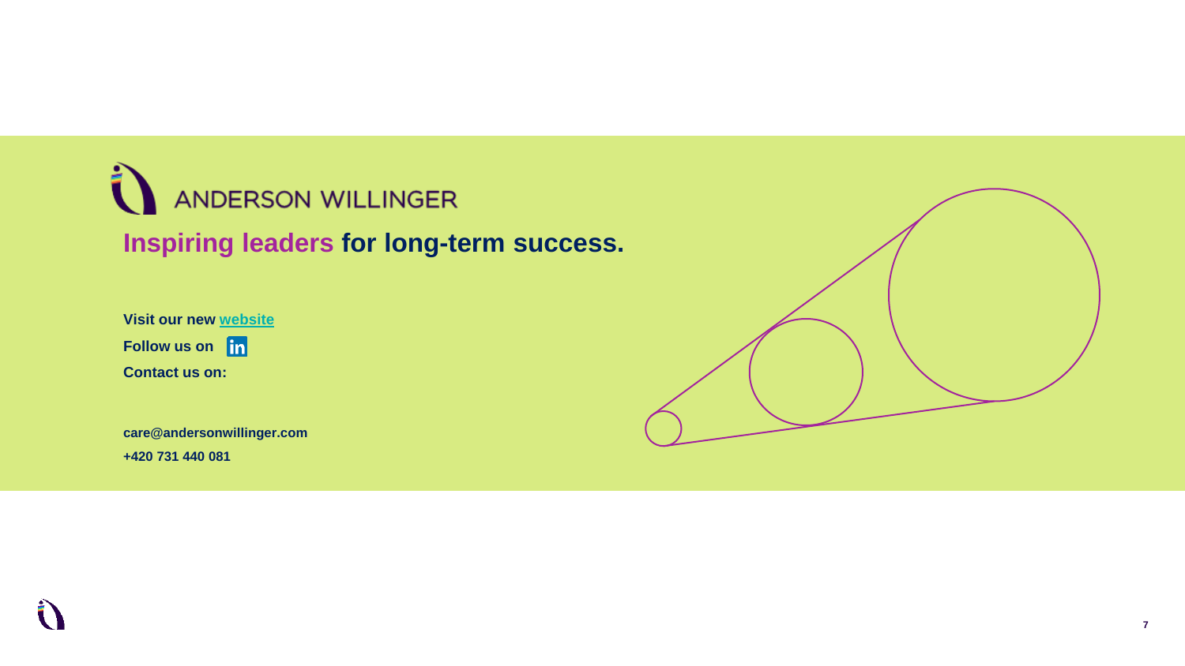ANDERSON WILLINGER

**Inspiring leaders for long-term success.**

**Visit our new website**

**Follow us on**

**Contact us on:**

**care@andersonwillinger.com**

**+420 731 440 081**